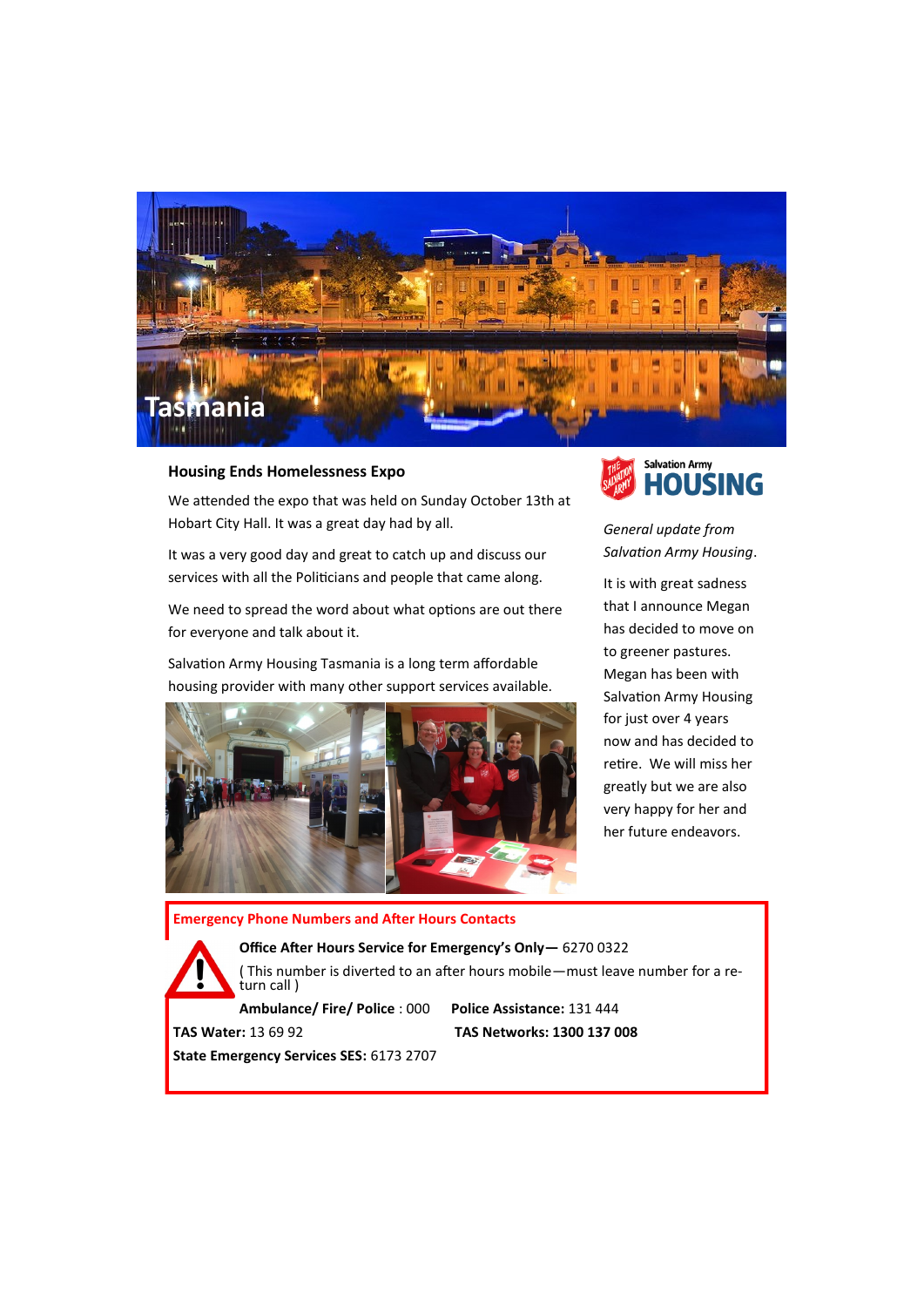# Tasmania

## Housing Ends Homelessness Expo

We attended the expo that was held on Sunday October 13th at Hobart City Hall. It was a great day had by all.

It was a very good day and great to catch up and discuss our services with all the Politicians and people that came along.

We need to spread the word about what options are out there for everyone and talk about it.

Salvation Army Housing Tasmania is a long term affordable housing provider with many other support services available.

Salvation Army **HOUSING**

*General update from Salvation Army Housing*.

It is with great sadness that I announce Megan has decided to move on to greener pastures. Megan has been with Salvation Army Housing for just over 4 years now and has decided to retire. We will miss her greatly but we are also very happy for her and her future endeavors.

### Emergency Phone Numbers and After Hours Contacts

**Office After Hours Service for Emergency's Only—** 6270 0322

( This number is diverted to an after hours mobile—must leave number for a return call )

**Ambulance/ Fire/ Police** : 000

**Police Assistance:** 131 444

**TAS Water:** 13 69 92

**TAS Networks: 1300 137 008**

**State Emergency Services SES:** 6173 2707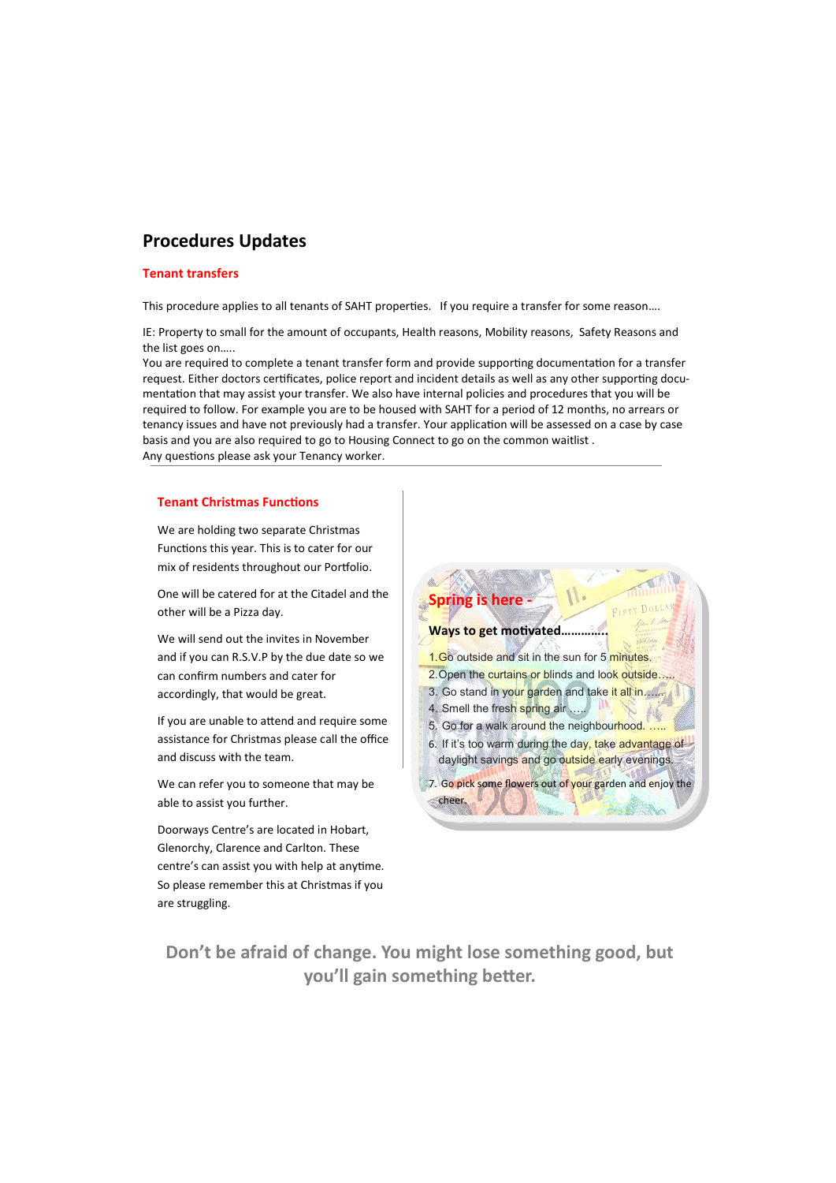# Procedures Updates

## Tenant transfers

This procedure applies to all tenants of SAHT properties. If you require a transfer for some reason….

IE: Property to small for the amount of occupants, Health reasons, Mobility reasons, Safety Reasons and the list goes on…..

You are required to complete a tenant transfer form and provide supporting documentation for a transfer request. Either doctors certificates, police report and incident details as well as any other supporting documentation that may assist your transfer. We also have internal policies and procedures that you will be required to follow. For example you are to be housed with SAHT for a period of 12 months, no arrears or tenancy issues and have not previously had a transfer. Your application will be assessed on a case by case basis and you are also required to go to Housing Connect to go on the common waitlist .

Any questions please ask your Tenancy worker.

## Tenant Christmas Functions

We are holding two separate Christmas Functions this year. This is to cater for our mix of residents throughout our Portfolio.

One will be catered for at the Citadel and the other will be a Pizza day.

We will send out the invites in November and if you can R.S.V.P by the due date so we can confirm numbers and cater for accordingly, that would be great.

If you are unable to attend and require some assistance for Christmas please call the office and discuss with the team.

We can refer you to someone that may be able to assist you further.

Doorways Centre's are located in Hobart, Glenorchy, Clarence and Carlton. These centre's can assist you with help at anytime. So please remember this at Christmas if you are struggling.

## Spring is here -

**Ways to get motivated………….**

1. Go outside and sit in the sun for 5 minutes.
2. Open the curtains or blinds and look outside…..
3. Go stand in your garden and take it all in……
4. Smell the fresh spring air …..
5. Go for a walk around the neighbourhood. …..
6. If it's too warm during the day, take advantage of daylight savings and go outside early evenings.
7. Go pick some flowers out of your garden and enjoy the cheer.

**Don't be afraid of change. You might lose something good, but you'll gain something better.**